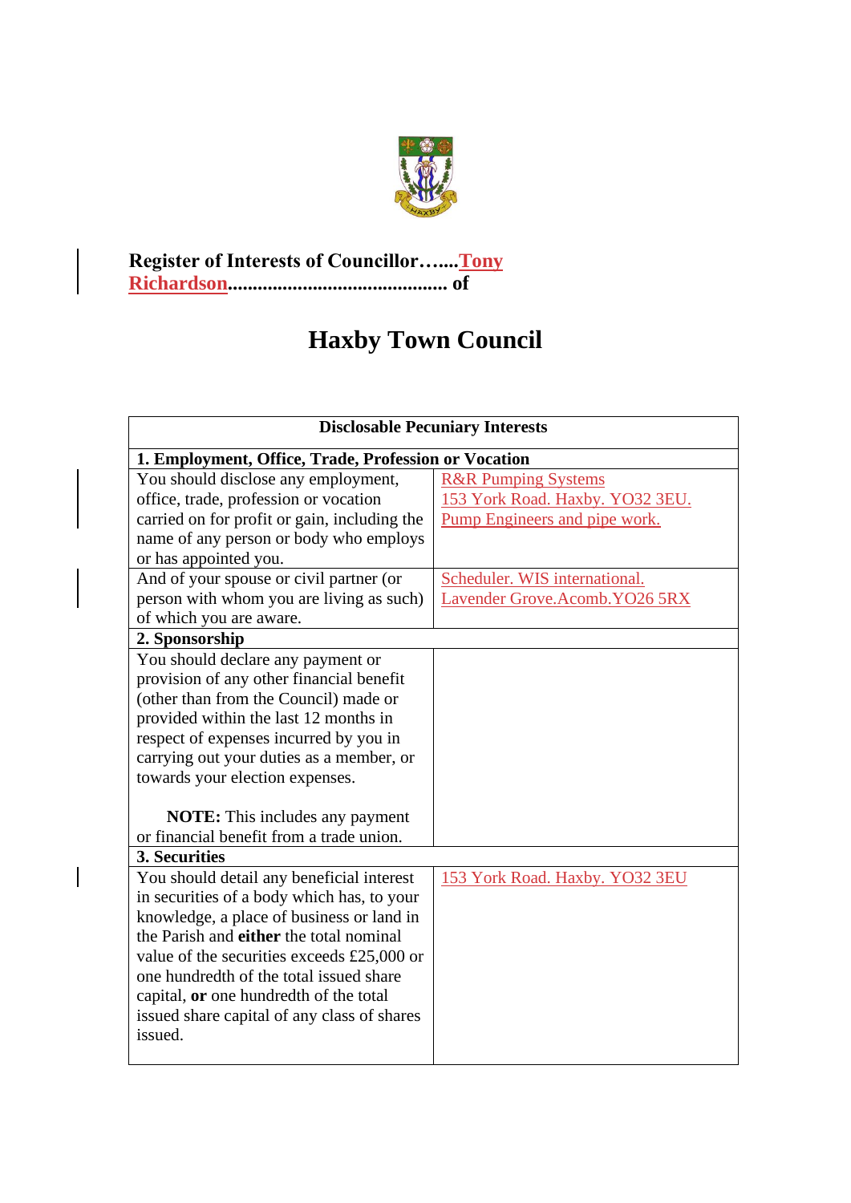**Register of Interests of Councillor…....Tony Richardson........................................... of**

# Haxby Town Council

| Disclosable Pecuniary Interests | |
|---|---|
| **1. Employment, Office, Trade, Profession or Vocation** | |
| You should disclose any employment, office, trade, profession or vocation carried on for profit or gain, including the name of any person or body who employs or has appointed you. | R&R Pumping Systems<br>153 York Road. Haxby. YO32 3EU.<br>Pump Engineers and pipe work. |
| And of your spouse or civil partner (or person with whom you are living as such) of which you are aware. | Scheduler. WIS international.<br>Lavender Grove.Acomb.YO26 5RX |
| **2. Sponsorship** | |
| You should declare any payment or provision of any other financial benefit (other than from the Council) made or provided within the last 12 months in respect of expenses incurred by you in carrying out your duties as a member, or towards your election expenses.<br><br>**NOTE:** This includes any payment or financial benefit from a trade union. | |
| **3. Securities** | |
| You should detail any beneficial interest in securities of a body which has, to your knowledge, a place of business or land in the Parish and **either** the total nominal value of the securities exceeds £25,000 or one hundredth of the total issued share capital, **or** one hundredth of the total issued share capital of any class of shares issued. | 153 York Road. Haxby. YO32 3EU |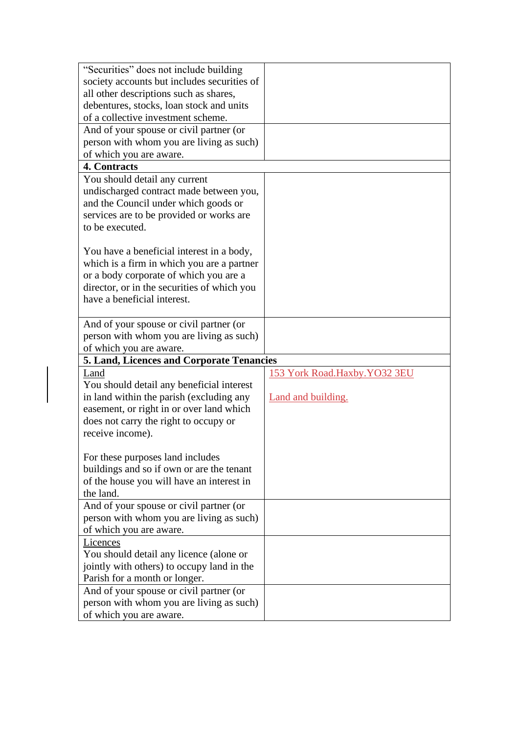| | |
|---|---|
| “Securities” does not include building society accounts but includes securities of all other descriptions such as shares, debentures, stocks, loan stock and units of a collective investment scheme. | |
| And of your spouse or civil partner (or person with whom you are living as such) of which you are aware. | |
| **4. Contracts** | |
| You should detail any current undischarged contract made between you, and the Council under which goods or services are to be provided or works are to be executed.<br><br>You have a beneficial interest in a body, which is a firm in which you are a partner or a body corporate of which you are a director, or in the securities of which you have a beneficial interest. | |
| And of your spouse or civil partner (or person with whom you are living as such) of which you are aware. | |
| **5. Land, Licences and Corporate Tenancies** | |
| Land<br>You should detail any beneficial interest in land within the parish (excluding any easement, or right in or over land which does not carry the right to occupy or receive income).<br><br>For these purposes land includes buildings and so if own or are the tenant of the house you will have an interest in the land. | 153 York Road.Haxby.YO32 3EU<br><br>Land and building. |
| And of your spouse or civil partner (or person with whom you are living as such) of which you are aware. | |
| Licences<br>You should detail any licence (alone or jointly with others) to occupy land in the Parish for a month or longer. | |
| And of your spouse or civil partner (or person with whom you are living as such) of which you are aware. | |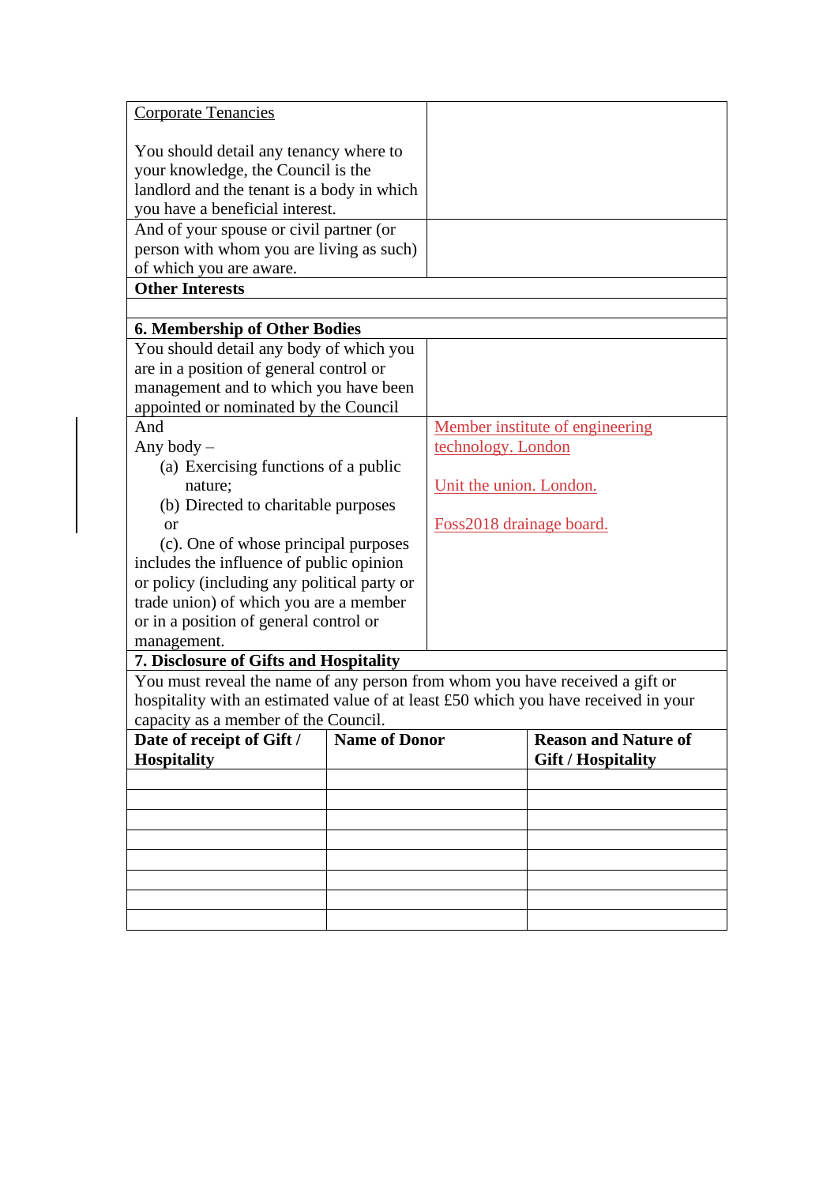| | |
|---|---|
| Corporate Tenancies<br><br>You should detail any tenancy where to your knowledge, the Council is the landlord and the tenant is a body in which you have a beneficial interest. | |
| And of your spouse or civil partner (or person with whom you are living as such) of which you are aware. | |
| **Other Interests** | |
| | |
| **6. Membership of Other Bodies** | |
| You should detail any body of which you are in a position of general control or management and to which you have been appointed or nominated by the Council | |
| And<br>Any body –<br>(a) Exercising functions of a public nature;<br>(b) Directed to charitable purposes or<br>(c). One of whose principal purposes includes the influence of public opinion or policy (including any political party or trade union) of which you are a member or in a position of general control or management. | Member institute of engineering technology. London<br><br>Unit the union. London.<br><br>Foss2018 drainage board. |

**7. Disclosure of Gifts and Hospitality**

You must reveal the name of any person from whom you have received a gift or hospitality with an estimated value of at least £50 which you have received in your capacity as a member of the Council.

| Date of receipt of Gift / Hospitality | Name of Donor | Reason and Nature of Gift / Hospitality |
|---|---|---|
| | | |
| | | |
| | | |
| | | |
| | | |
| | | |
| | | |
| | | |